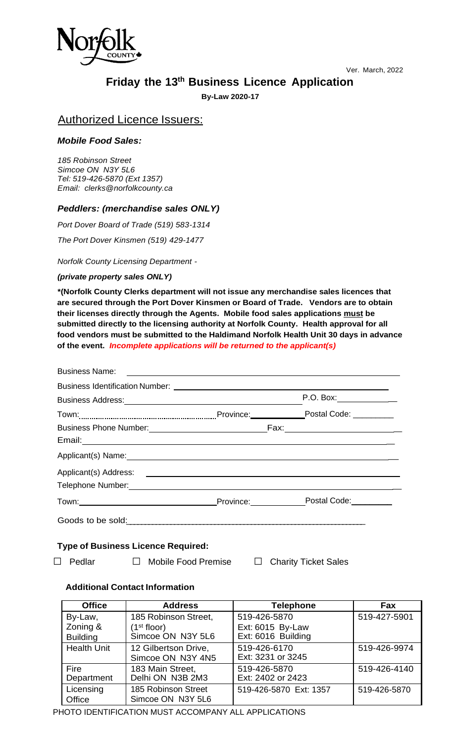Ver. March, 2022

# Friday the 13th Business Licence Application

**By-Law 2020-17**

## Authorized Licence Issuers:

### *Mobile Food Sales:*

*185 Robinson Street*
*Simcoe ON N3Y 5L6*
*Tel: 519-426-5870 (Ext 1357)*
*Email: clerks@norfolkcounty.ca*

### *Peddlers: (merchandise sales ONLY)*

*Port Dover Board of Trade (519) 583-1314*

*The Port Dover Kinsmen (519) 429-1477*

*Norfolk County Licensing Department -*

***(private property sales ONLY)***

**\*(Norfolk County Clerks department will not issue any merchandise sales licences that are secured through the Port Dover Kinsmen or Board of Trade. Vendors are to obtain their licenses directly through the Agents. Mobile food sales applications must be submitted directly to the licensing authority at Norfolk County. Health approval for all food vendors must be submitted to the Haldimand Norfolk Health Unit 30 days in advance of the event. *Incomplete applications will be returned to the applicant(s)***

Business Name: ______________________________

Business Identification Number: ______________________________

Business Address: ______________________________ P.O. Box: ______________

Town: ______________ Province: ______________ Postal Code: ______________

Business Phone Number: ______________________________ Fax: ______________

Email: ______________________________

Applicant(s) Name: ______________________________

Applicant(s) Address: ______________________________

Telephone Number: ______________________________

Town: ______________ Province: ______________ Postal Code: ______________

Goods to be sold: ______________________________

**Type of Business Licence Required:**

☐ Pedlar ☐ Mobile Food Premise ☐ Charity Ticket Sales

**Additional Contact Information**

| Office | Address | Telephone | Fax |
|---|---|---|---|
| By-Law, Zoning & Building | 185 Robinson Street, (1st floor) Simcoe ON N3Y 5L6 | 519-426-5870 Ext: 6015 By-Law Ext: 6016 Building | 519-427-5901 |
| Health Unit | 12 Gilbertson Drive, Simcoe ON N3Y 4N5 | 519-426-6170 Ext: 3231 or 3245 | 519-426-9974 |
| Fire Department | 183 Main Street, Delhi ON N3B 2M3 | 519-426-5870 Ext: 2402 or 2423 | 519-426-4140 |
| Licensing Office | 185 Robinson Street Simcoe ON N3Y 5L6 | 519-426-5870 Ext: 1357 | 519-426-5870 |

PHOTO IDENTIFICATION MUST ACCOMPANY ALL APPLICATIONS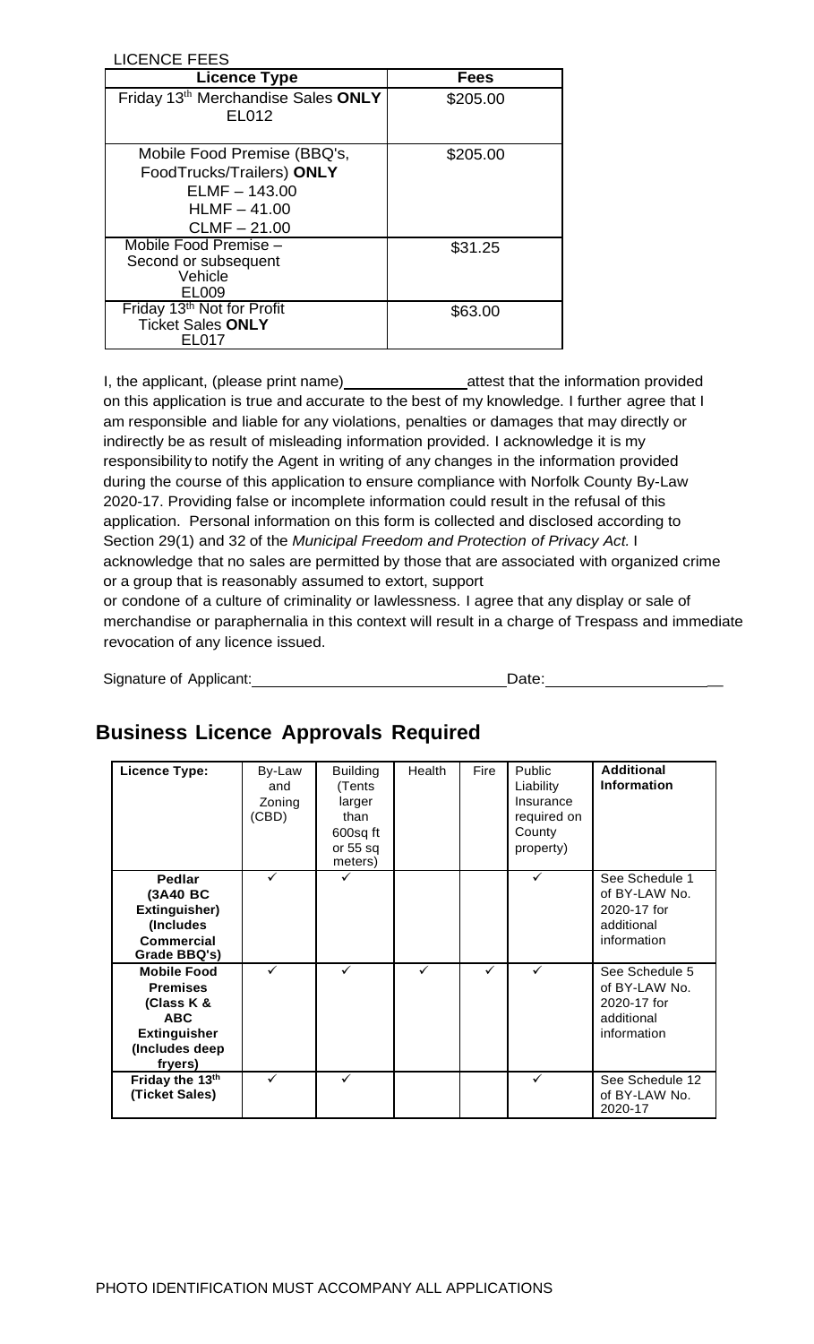LICENCE FEES

| Licence Type | Fees |
|---|---|
| Friday 13th Merchandise Sales **ONLY** EL012 | $205.00 |
| Mobile Food Premise (BBQ's, FoodTrucks/Trailers) **ONLY** ELMF – 143.00 HLMF – 41.00 CLMF – 21.00 | $205.00 |
| Mobile Food Premise – Second or subsequent Vehicle EL009 | $31.25 |
| Friday 13th Not for Profit Ticket Sales **ONLY** EL017 | $63.00 |

I, the applicant, (please print name)______________ attest that the information provided on this application is true and accurate to the best of my knowledge. I further agree that I am responsible and liable for any violations, penalties or damages that may directly or indirectly be as result of misleading information provided. I acknowledge it is my responsibility to notify the Agent in writing of any changes in the information provided during the course of this application to ensure compliance with Norfolk County By-Law 2020-17. Providing false or incomplete information could result in the refusal of this application. Personal information on this form is collected and disclosed according to Section 29(1) and 32 of the *Municipal Freedom and Protection of Privacy Act.* I acknowledge that no sales are permitted by those that are associated with organized crime or a group that is reasonably assumed to extort, support or condone of a culture of criminality or lawlessness. I agree that any display or sale of merchandise or paraphernalia in this context will result in a charge of Trespass and immediate revocation of any licence issued.

Signature of Applicant:______________________________ Date:____________________

## Business Licence Approvals Required

| Licence Type: | By-Law and Zoning (CBD) | Building (Tents larger than 600sq ft or 55 sq meters) | Health | Fire | Public Liability Insurance required on County property) | **Additional Information** |
|---|---|---|---|---|---|---|
| **Pedlar (3A40 BC Extinguisher) (Includes Commercial Grade BBQ's)** | ✓ | ✓ | | | ✓ | See Schedule 1 of BY-LAW No. 2020-17 for additional information |
| **Mobile Food Premises (Class K & ABC Extinguisher (Includes deep fryers)** | ✓ | ✓ | ✓ | ✓ | ✓ | See Schedule 5 of BY-LAW No. 2020-17 for additional information |
| **Friday the 13th (Ticket Sales)** | ✓ | ✓ | | | ✓ | See Schedule 12 of BY-LAW No. 2020-17 |

PHOTO IDENTIFICATION MUST ACCOMPANY ALL APPLICATIONS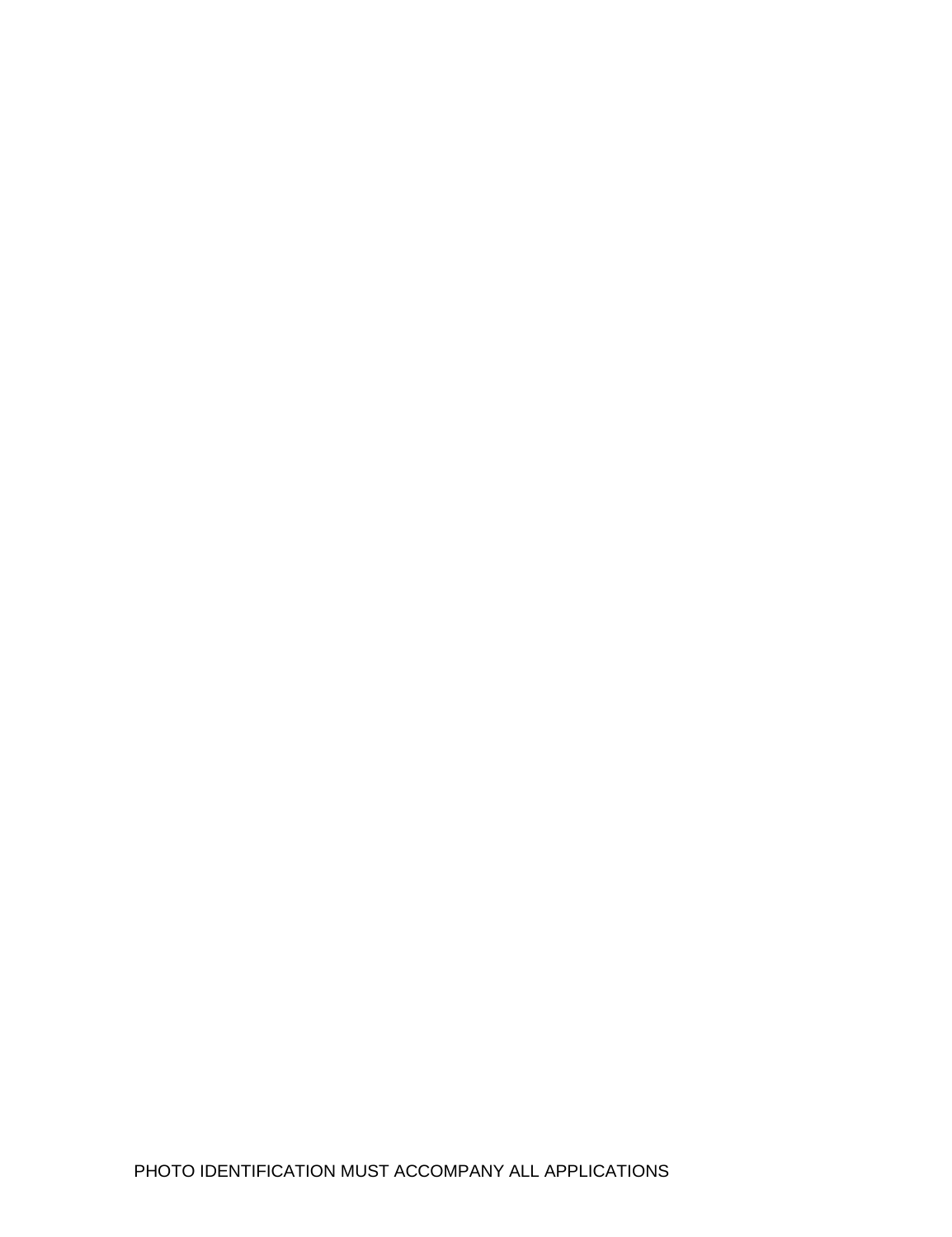PHOTO IDENTIFICATION MUST ACCOMPANY ALL APPLICATIONS